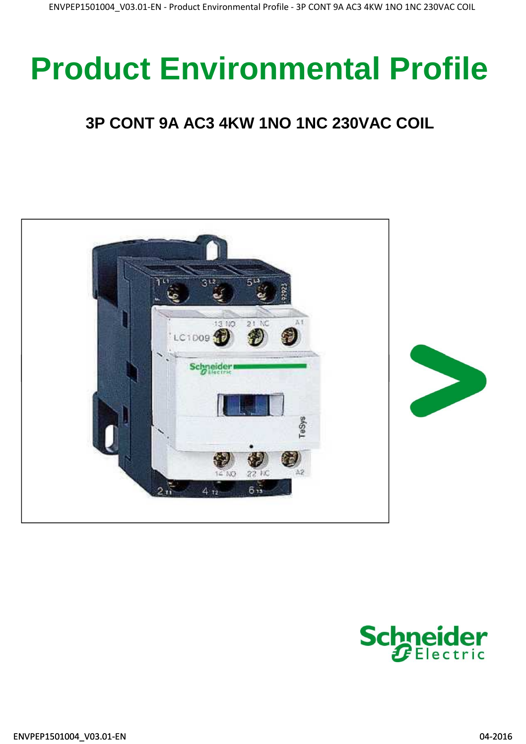# Product Environmental Profile

## 3P CONT 9A AC3 4KW 1NO 1NC 230VAC COIL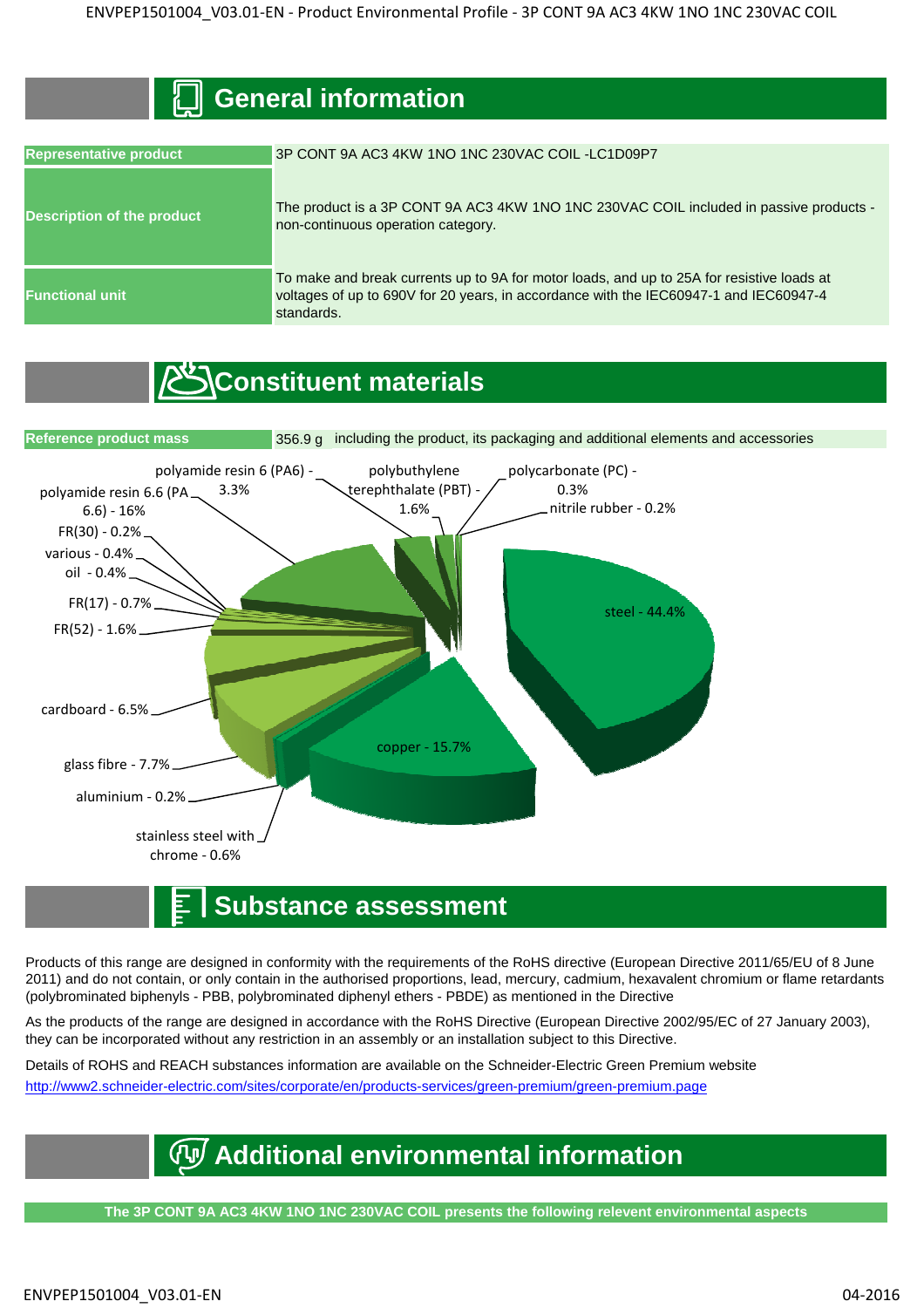## General information

| Representative product | 3P CONT 9A AC3 4KW 1NO 1NC 230VAC COIL -LC1D09P7 |
|---|---|
| Description of the product | The product is a 3P CONT 9A AC3 4KW 1NO 1NC 230VAC COIL included in passive products - non-continuous operation category. |
| Functional unit | To make and break currents up to 9A for motor loads, and up to 25A for resistive loads at voltages of up to 690V for 20 years, in accordance with the IEC60947-1 and IEC60947-4 standards. |

## Constituent materials

| Reference product mass | 356.9 g including the product, its packaging and additional elements and accessories |
|---|---|

- steel - 44.4%
- polyamide resin 6.6 (PA 6.6) - 16%
- copper - 15.7%
- glass fibre - 7.7%
- cardboard - 6.5%
- polyamide resin 6 (PA6) - 3.3%
- polybuthylene terephthalate (PBT) - 1.6%
- FR(52) - 1.6%
- FR(17) - 0.7%
- stainless steel with chrome - 0.6%
- various - 0.4%
- oil - 0.4%
- polycarbonate (PC) - 0.3%
- FR(30) - 0.2%
- nitrile rubber - 0.2%
- aluminium - 0.2%

## Substance assessment

Products of this range are designed in conformity with the requirements of the RoHS directive (European Directive 2011/65/EU of 8 June 2011) and do not contain, or only contain in the authorised proportions, lead, mercury, cadmium, hexavalent chromium or flame retardants (polybrominated biphenyls - PBB, polybrominated diphenyl ethers - PBDE) as mentioned in the Directive

As the products of the range are designed in accordance with the RoHS Directive (European Directive 2002/95/EC of 27 January 2003), they can be incorporated without any restriction in an assembly or an installation subject to this Directive.

Details of ROHS and REACH substances information are available on the Schneider-Electric Green Premium website
http://www2.schneider-electric.com/sites/corporate/en/products-services/green-premium/green-premium.page

## Additional environmental information

**The 3P CONT 9A AC3 4KW 1NO 1NC 230VAC COIL presents the following relevent environmental aspects**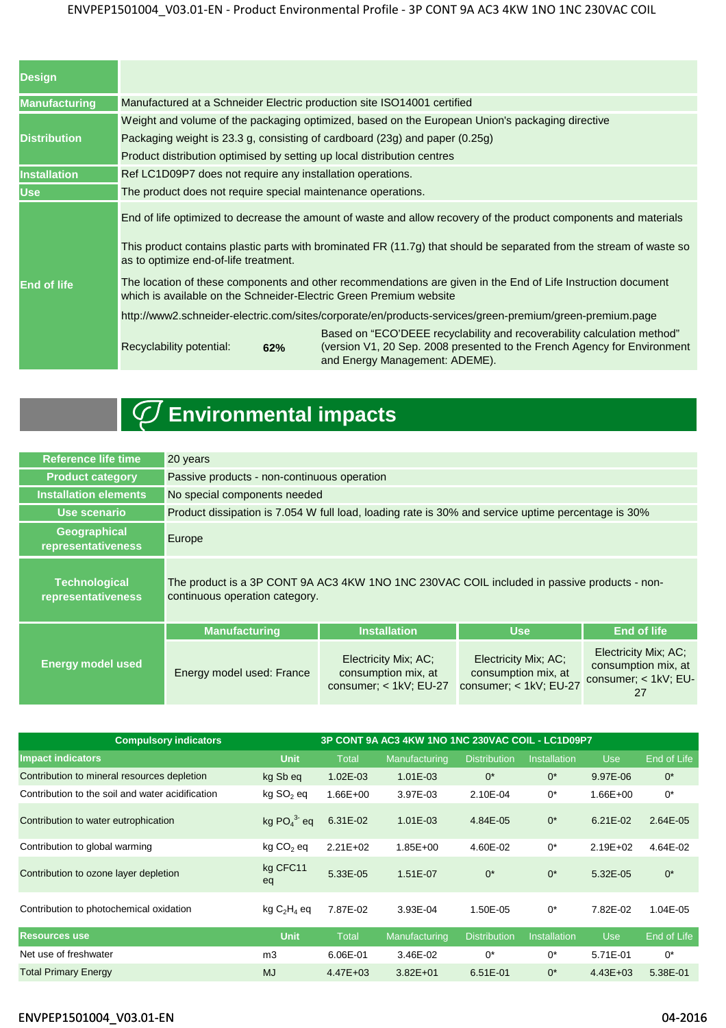| | |
|---|---|
| **Design** | |
| **Manufacturing** | Manufactured at a Schneider Electric production site ISO14001 certified |
| **Distribution** | Weight and volume of the packaging optimized, based on the European Union's packaging directive<br>Packaging weight is 23.3 g, consisting of cardboard (23g) and paper (0.25g)<br>Product distribution optimised by setting up local distribution centres |
| **Installation** | Ref LC1D09P7 does not require any installation operations. |
| **Use** | The product does not require special maintenance operations. |
| **End of life** | End of life optimized to decrease the amount of waste and allow recovery of the product components and materials<br>This product contains plastic parts with brominated FR (11.7g) that should be separated from the stream of waste so as to optimize end-of-life treatment.<br>The location of these components and other recommendations are given in the End of Life Instruction document which is available on the Schneider-Electric Green Premium website<br>http://www2.schneider-electric.com/sites/corporate/en/products-services/green-premium/green-premium.page<br>Recyclability potential: **62%** — Based on "ECO'DEEE recyclability and recoverability calculation method" (version V1, 20 Sep. 2008 presented to the French Agency for Environment and Energy Management: ADEME). |

# Environmental impacts

| | | | | |
|---|---|---|---|---|
| **Reference life time** | 20 years | | | |
| **Product category** | Passive products - non-continuous operation | | | |
| **Installation elements** | No special components needed | | | |
| **Use scenario** | Product dissipation is 7.054 W full load, loading rate is 30% and service uptime percentage is 30% | | | |
| **Geographical representativeness** | Europe | | | |
| **Technological representativeness** | The product is a 3P CONT 9A AC3 4KW 1NO 1NC 230VAC COIL included in passive products - non-continuous operation category. | | | |
| **Energy model used** | **Manufacturing** | **Installation** | **Use** | **End of life** |
| | Energy model used: France | Electricity Mix; AC; consumption mix, at consumer; < 1kV; EU-27 | Electricity Mix; AC; consumption mix, at consumer; < 1kV; EU-27 | Electricity Mix; AC; consumption mix, at consumer; < 1kV; EU-27 |

| **Compulsory indicators** | | **3P CONT 9A AC3 4KW 1NO 1NC 230VAC COIL - LC1D09P7** | | | | | |
|---|---|---|---|---|---|---|---|
| **Impact indicators** | **Unit** | **Total** | **Manufacturing** | **Distribution** | **Installation** | **Use** | **End of Life** |
| Contribution to mineral resources depletion | kg Sb eq | 1.02E-03 | 1.01E-03 | 0* | 0* | 9.97E-06 | 0* |
| Contribution to the soil and water acidification | kg $SO_2$ eq | 1.66E+00 | 3.97E-03 | 2.10E-04 | 0* | 1.66E+00 | 0* |
| Contribution to water eutrophication | kg $PO_4^{3-}$ eq | 6.31E-02 | 1.01E-03 | 4.84E-05 | 0* | 6.21E-02 | 2.64E-05 |
| Contribution to global warming | kg $CO_2$ eq | 2.21E+02 | 1.85E+00 | 4.60E-02 | 0* | 2.19E+02 | 4.64E-02 |
| Contribution to ozone layer depletion | kg CFC11 eq | 5.33E-05 | 1.51E-07 | 0* | 0* | 5.32E-05 | 0* |
| Contribution to photochemical oxidation | kg $C_2H_4$ eq | 7.87E-02 | 3.93E-04 | 1.50E-05 | 0* | 7.82E-02 | 1.04E-05 |
| **Resources use** | **Unit** | **Total** | **Manufacturing** | **Distribution** | **Installation** | **Use** | **End of Life** |
| Net use of freshwater | m3 | 6.06E-01 | 3.46E-02 | 0* | 0* | 5.71E-01 | 0* |
| Total Primary Energy | MJ | 4.47E+03 | 3.82E+01 | 6.51E-01 | 0* | 4.43E+03 | 5.38E-01 |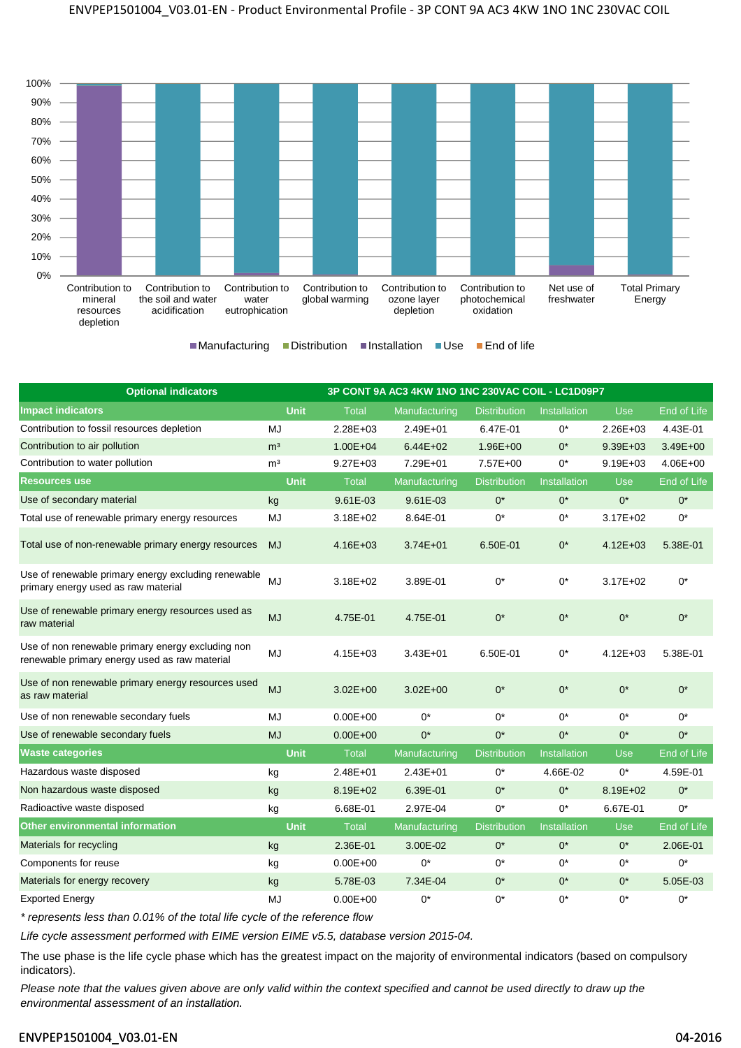Optional indicators — 3P CONT 9A AC3 4KW 1NO 1NC 230VAC COIL - LC1D09P7

| Impact indicators | Unit | Total | Manufacturing | Distribution | Installation | Use | End of Life |
|---|---|---|---|---|---|---|---|
| Contribution to fossil resources depletion | MJ | 2.28E+03 | 2.49E+01 | 6.47E-01 | 0* | 2.26E+03 | 4.43E-01 |
| Contribution to air pollution | m³ | 1.00E+04 | 6.44E+02 | 1.96E+00 | 0* | 9.39E+03 | 3.49E+00 |
| Contribution to water pollution | m³ | 9.27E+03 | 7.29E+01 | 7.57E+00 | 0* | 9.19E+03 | 4.06E+00 |
| **Resources use** | **Unit** | **Total** | **Manufacturing** | **Distribution** | **Installation** | **Use** | **End of Life** |
| Use of secondary material | kg | 9.61E-03 | 9.61E-03 | 0* | 0* | 0* | 0* |
| Total use of renewable primary energy resources | MJ | 3.18E+02 | 8.64E-01 | 0* | 0* | 3.17E+02 | 0* |
| Total use of non-renewable primary energy resources | MJ | 4.16E+03 | 3.74E+01 | 6.50E-01 | 0* | 4.12E+03 | 5.38E-01 |
| Use of renewable primary energy excluding renewable primary energy used as raw material | MJ | 3.18E+02 | 3.89E-01 | 0* | 0* | 3.17E+02 | 0* |
| Use of renewable primary energy resources used as raw material | MJ | 4.75E-01 | 4.75E-01 | 0* | 0* | 0* | 0* |
| Use of non renewable primary energy excluding non renewable primary energy used as raw material | MJ | 4.15E+03 | 3.43E+01 | 6.50E-01 | 0* | 4.12E+03 | 5.38E-01 |
| Use of non renewable primary energy resources used as raw material | MJ | 3.02E+00 | 3.02E+00 | 0* | 0* | 0* | 0* |
| Use of non renewable secondary fuels | MJ | 0.00E+00 | 0* | 0* | 0* | 0* | 0* |
| Use of renewable secondary fuels | MJ | 0.00E+00 | 0* | 0* | 0* | 0* | 0* |
| **Waste categories** | **Unit** | **Total** | **Manufacturing** | **Distribution** | **Installation** | **Use** | **End of Life** |
| Hazardous waste disposed | kg | 2.48E+01 | 2.43E+01 | 0* | 4.66E-02 | 0* | 4.59E-01 |
| Non hazardous waste disposed | kg | 8.19E+02 | 6.39E-01 | 0* | 0* | 8.19E+02 | 0* |
| Radioactive waste disposed | kg | 6.68E-01 | 2.97E-04 | 0* | 0* | 6.67E-01 | 0* |
| **Other environmental information** | **Unit** | **Total** | **Manufacturing** | **Distribution** | **Installation** | **Use** | **End of Life** |
| Materials for recycling | kg | 2.36E-01 | 3.00E-02 | 0* | 0* | 0* | 2.06E-01 |
| Components for reuse | kg | 0.00E+00 | 0* | 0* | 0* | 0* | 0* |
| Materials for energy recovery | kg | 5.78E-03 | 7.34E-04 | 0* | 0* | 0* | 5.05E-03 |
| Exported Energy | MJ | 0.00E+00 | 0* | 0* | 0* | 0* | 0* |

*\* represents less than 0.01% of the total life cycle of the reference flow*

*Life cycle assessment performed with EIME version EIME v5.5, database version 2015-04.*

The use phase is the life cycle phase which has the greatest impact on the majority of environmental indicators (based on compulsory indicators).

*Please note that the values given above are only valid within the context specified and cannot be used directly to draw up the environmental assessment of an installation.*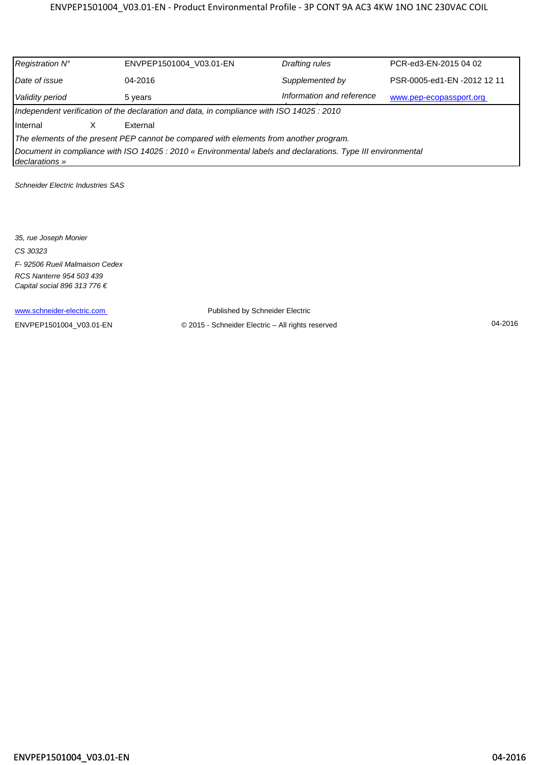| | | | |
|---|---|---|---|
| *Registration N°* | ENVPEP1501004_V03.01-EN | *Drafting rules* | PCR-ed3-EN-2015 04 02 |
| *Date of issue* | 04-2016 | *Supplemented by* | PSR-0005-ed1-EN -2012 12 11 |
| *Validity period* | 5 years | *Information and reference* | www.pep-ecopassport.org |
| *Independent verification of the declaration and data, in compliance with ISO 14025 : 2010* | | | |
| Internal X | External | | |
| *The elements of the present PEP cannot be compared with elements from another program.* | | | |
| *Document in compliance with ISO 14025 : 2010 « Environmental labels and declarations. Type III environmental declarations »* | | | |

*Schneider Electric Industries SAS*

*35, rue Joseph Monier*
*CS 30323*
*F- 92506 Rueil Malmaison Cedex*
*RCS Nanterre 954 503 439*
*Capital social 896 313 776 €*

www.schneider-electric.com

Published by Schneider Electric

ENVPEP1501004_V03.01-EN

© 2015 - Schneider Electric – All rights reserved

04-2016